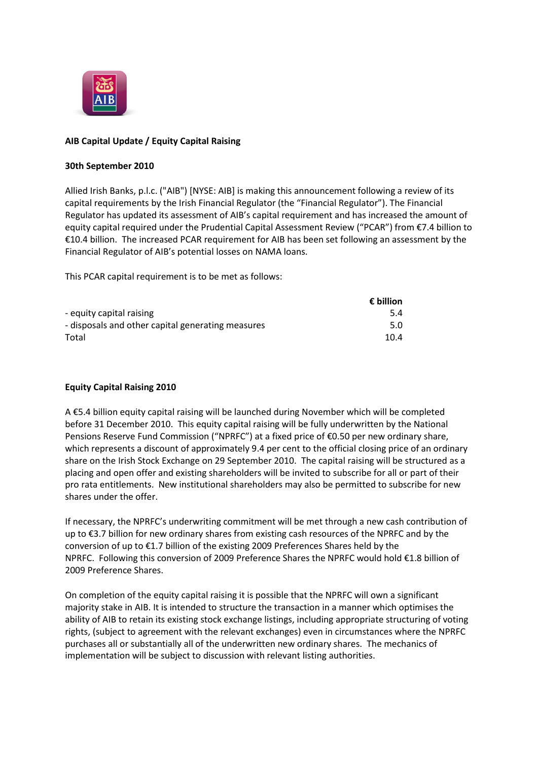**AIB Capital Update / Equity Capital Raising**

**30th September 2010**

Allied Irish Banks, p.l.c. ("AIB") [NYSE: AIB] is making this announcement following a review of its capital requirements by the Irish Financial Regulator (the "Financial Regulator"). The Financial Regulator has updated its assessment of AIB's capital requirement and has increased the amount of equity capital required under the Prudential Capital Assessment Review ("PCAR") from €7.4 billion to €10.4 billion. The increased PCAR requirement for AIB has been set following an assessment by the Financial Regulator of AIB's potential losses on NAMA loans.

This PCAR capital requirement is to be met as follows:

| | **€ billion** |
|---|---|
| - equity capital raising | 5.4 |
| - disposals and other capital generating measures | 5.0 |
| Total | 10.4 |

**Equity Capital Raising 2010**

A €5.4 billion equity capital raising will be launched during November which will be completed before 31 December 2010. This equity capital raising will be fully underwritten by the National Pensions Reserve Fund Commission ("NPRFC") at a fixed price of €0.50 per new ordinary share, which represents a discount of approximately 9.4 per cent to the official closing price of an ordinary share on the Irish Stock Exchange on 29 September 2010. The capital raising will be structured as a placing and open offer and existing shareholders will be invited to subscribe for all or part of their pro rata entitlements. New institutional shareholders may also be permitted to subscribe for new shares under the offer.

If necessary, the NPRFC's underwriting commitment will be met through a new cash contribution of up to €3.7 billion for new ordinary shares from existing cash resources of the NPRFC and by the conversion of up to €1.7 billion of the existing 2009 Preferences Shares held by the NPRFC. Following this conversion of 2009 Preference Shares the NPRFC would hold €1.8 billion of 2009 Preference Shares.

On completion of the equity capital raising it is possible that the NPRFC will own a significant majority stake in AIB. It is intended to structure the transaction in a manner which optimises the ability of AIB to retain its existing stock exchange listings, including appropriate structuring of voting rights, (subject to agreement with the relevant exchanges) even in circumstances where the NPRFC purchases all or substantially all of the underwritten new ordinary shares. The mechanics of implementation will be subject to discussion with relevant listing authorities.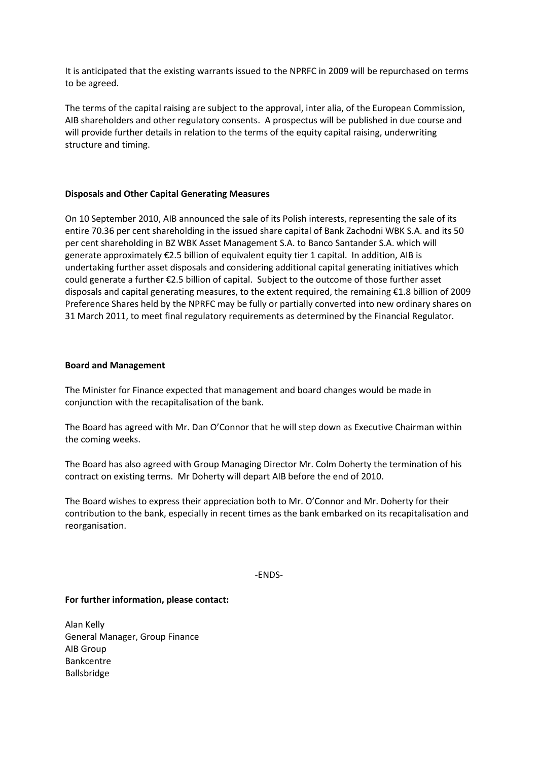It is anticipated that the existing warrants issued to the NPRFC in 2009 will be repurchased on terms to be agreed.

The terms of the capital raising are subject to the approval, inter alia, of the European Commission, AIB shareholders and other regulatory consents. A prospectus will be published in due course and will provide further details in relation to the terms of the equity capital raising, underwriting structure and timing.

**Disposals and Other Capital Generating Measures**

On 10 September 2010, AIB announced the sale of its Polish interests, representing the sale of its entire 70.36 per cent shareholding in the issued share capital of Bank Zachodni WBK S.A. and its 50 per cent shareholding in BZ WBK Asset Management S.A. to Banco Santander S.A. which will generate approximately €2.5 billion of equivalent equity tier 1 capital. In addition, AIB is undertaking further asset disposals and considering additional capital generating initiatives which could generate a further €2.5 billion of capital. Subject to the outcome of those further asset disposals and capital generating measures, to the extent required, the remaining €1.8 billion of 2009 Preference Shares held by the NPRFC may be fully or partially converted into new ordinary shares on 31 March 2011, to meet final regulatory requirements as determined by the Financial Regulator.

**Board and Management**

The Minister for Finance expected that management and board changes would be made in conjunction with the recapitalisation of the bank.

The Board has agreed with Mr. Dan O'Connor that he will step down as Executive Chairman within the coming weeks.

The Board has also agreed with Group Managing Director Mr. Colm Doherty the termination of his contract on existing terms. Mr Doherty will depart AIB before the end of 2010.

The Board wishes to express their appreciation both to Mr. O'Connor and Mr. Doherty for their contribution to the bank, especially in recent times as the bank embarked on its recapitalisation and reorganisation.

-ENDS-

**For further information, please contact:**

Alan Kelly
General Manager, Group Finance
AIB Group
Bankcentre
Ballsbridge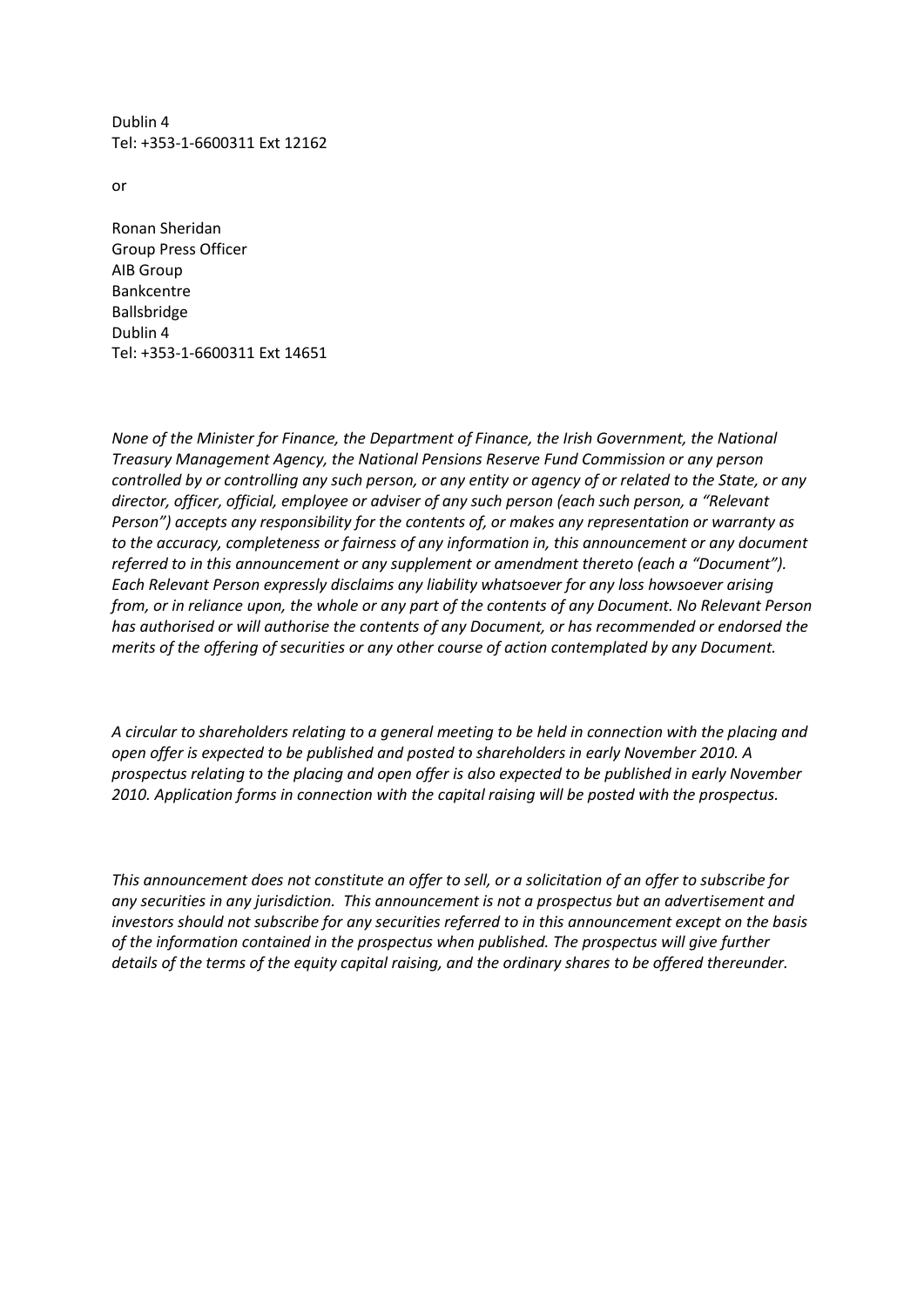Dublin 4
Tel: +353-1-6600311 Ext 12162

or

Ronan Sheridan
Group Press Officer
AIB Group
Bankcentre
Ballsbridge
Dublin 4
Tel: +353-1-6600311 Ext 14651

*None of the Minister for Finance, the Department of Finance, the Irish Government, the National Treasury Management Agency, the National Pensions Reserve Fund Commission or any person controlled by or controlling any such person, or any entity or agency of or related to the State, or any director, officer, official, employee or adviser of any such person (each such person, a "Relevant Person") accepts any responsibility for the contents of, or makes any representation or warranty as to the accuracy, completeness or fairness of any information in, this announcement or any document referred to in this announcement or any supplement or amendment thereto (each a "Document"). Each Relevant Person expressly disclaims any liability whatsoever for any loss howsoever arising from, or in reliance upon, the whole or any part of the contents of any Document. No Relevant Person has authorised or will authorise the contents of any Document, or has recommended or endorsed the merits of the offering of securities or any other course of action contemplated by any Document.*

*A circular to shareholders relating to a general meeting to be held in connection with the placing and open offer is expected to be published and posted to shareholders in early November 2010. A prospectus relating to the placing and open offer is also expected to be published in early November 2010. Application forms in connection with the capital raising will be posted with the prospectus.*

*This announcement does not constitute an offer to sell, or a solicitation of an offer to subscribe for any securities in any jurisdiction. This announcement is not a prospectus but an advertisement and investors should not subscribe for any securities referred to in this announcement except on the basis of the information contained in the prospectus when published. The prospectus will give further details of the terms of the equity capital raising, and the ordinary shares to be offered thereunder.*